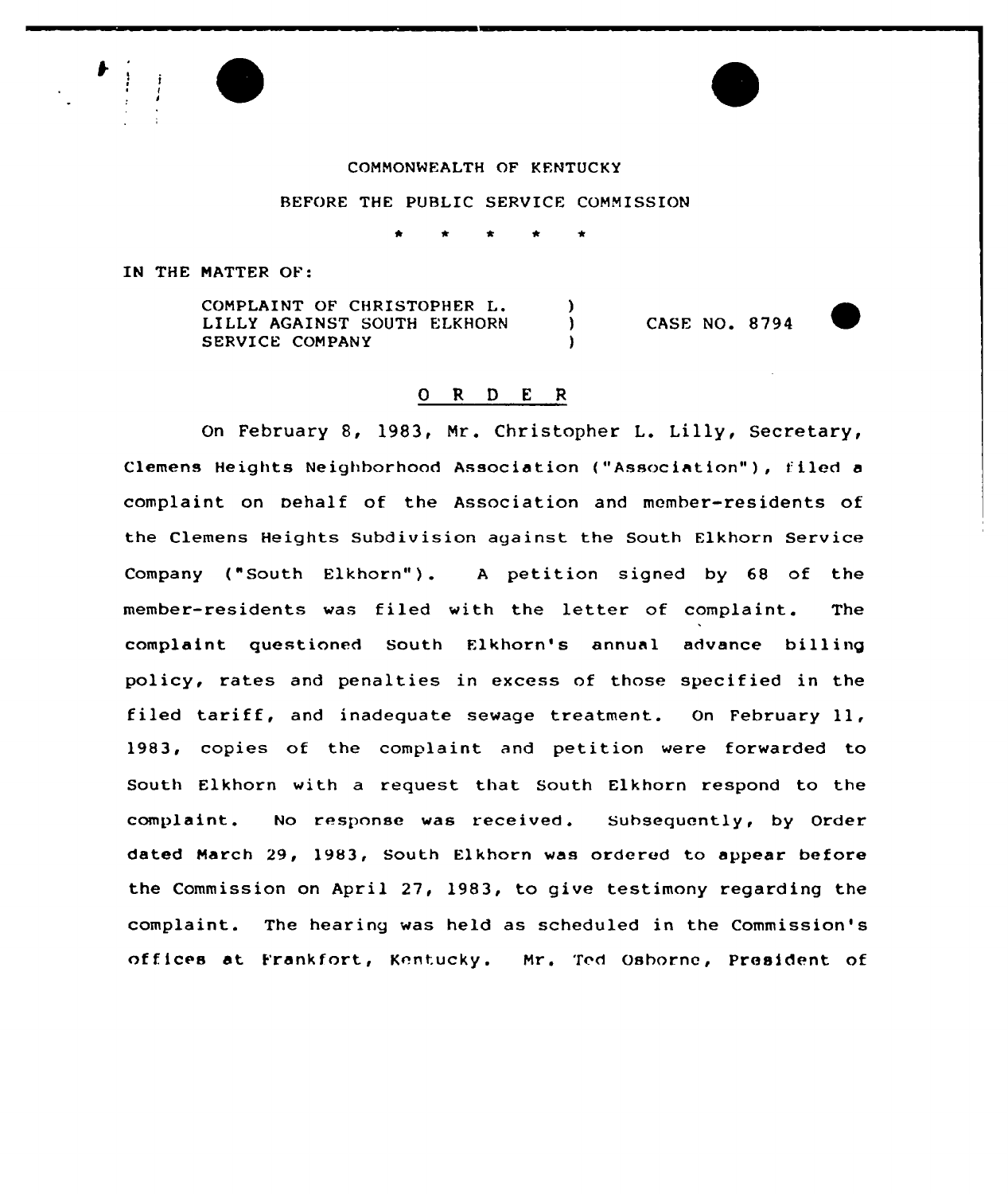COMMONWEALTH OF KENTUCKY

BEFORE THE PUBLIC SERVICE COMMISSION

\* \* \* \* \*

IN THE MATTER OF:

| | | |
|---|---|---|
| COMPLAINT OF CHRISTOPHER L. LILLY AGAINST SOUTH ELKHORN SERVICE COMPANY | ) ) ) | CASE NO. 8794 |

## O R D E R

On February 8, 1983, Mr. Christopher L. Lilly, Secretary, Clemens Heights Neighborhood Association ("Association"), filed a complaint on behalf of the Association and member-residents of the Clemens Heights Subdivision against the South Elkhorn Service Company ("South Elkhorn"). A petition signed by 68 of the member-residents was filed with the letter of complaint. The complaint questioned South Elkhorn's annual advance billing policy, rates and penalties in excess of those specified in the filed tariff, and inadequate sewage treatment. On February 11, 1983, copies of the complaint and petition were forwarded to South Elkhorn with a request that South Elkhorn respond to the complaint. No response was received. Subsequently, by Order dated March 29, 1983, South Elkhorn was ordered to appear before the Commission on April 27, 1983, to give testimony regarding the complaint. The hearing was held as scheduled in the Commission's offices at Frankfort, Kentucky. Mr. Ted Osborne, President of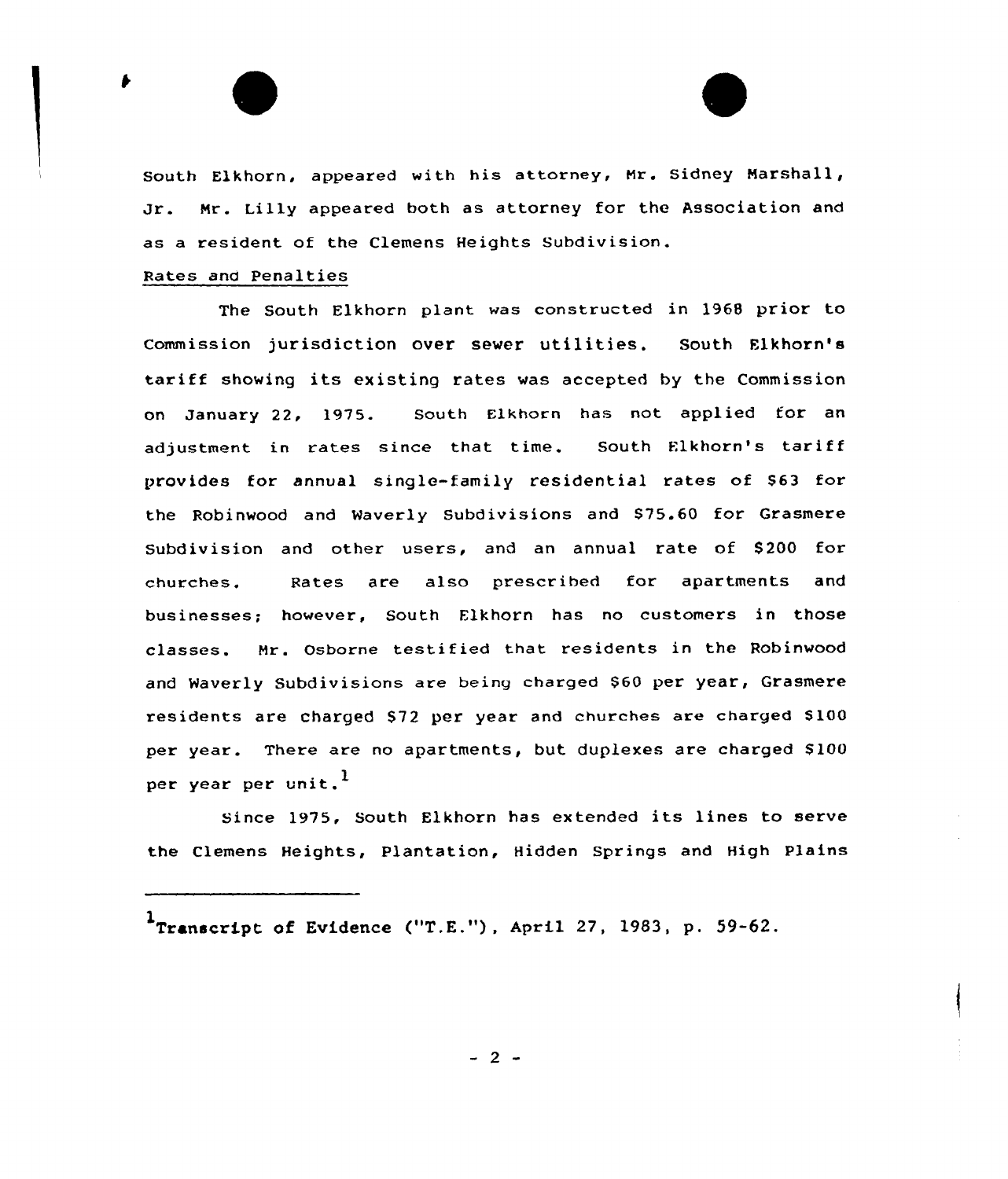South Elkhorn, appeared with his attorney, Mr. Sidney Marshall, Jr. Mr. Lilly appeared both as attorney for the Association and as a resident of the Clemens Heights Subdivision.

Rates and Penalties

The South Elkhorn plant was constructed in 1968 prior to Commission jurisdiction over sewer utilities. South Elkhorn's tariff showing its existing rates was accepted by the Commission on January 22, 1975. South Elkhorn has not applied for an adjustment in rates since that time. South Elkhorn's tariff provides for annual single-family residential rates of $63 for the Robinwood and Waverly Subdivisions and $75.60 for Grasmere Subdivision and other users, and an annual rate of $200 for churches. Rates are also prescribed for apartments and businesses; however, South Elkhorn has no customers in those classes. Mr. Osborne testified that residents in the Robinwood and Waverly Subdivisions are being charged $60 per year, Grasmere residents are charged $72 per year and churches are charged $100 per year. There are no apartments, but duplexes are charged $100 per year per unit.[1]

Since 1975, South Elkhorn has extended its lines to serve the Clemens Heights, Plantation, Hidden Springs and High Plains

---

[1] Transcript of Evidence ("T.E."), April 27, 1983, p. 59-62.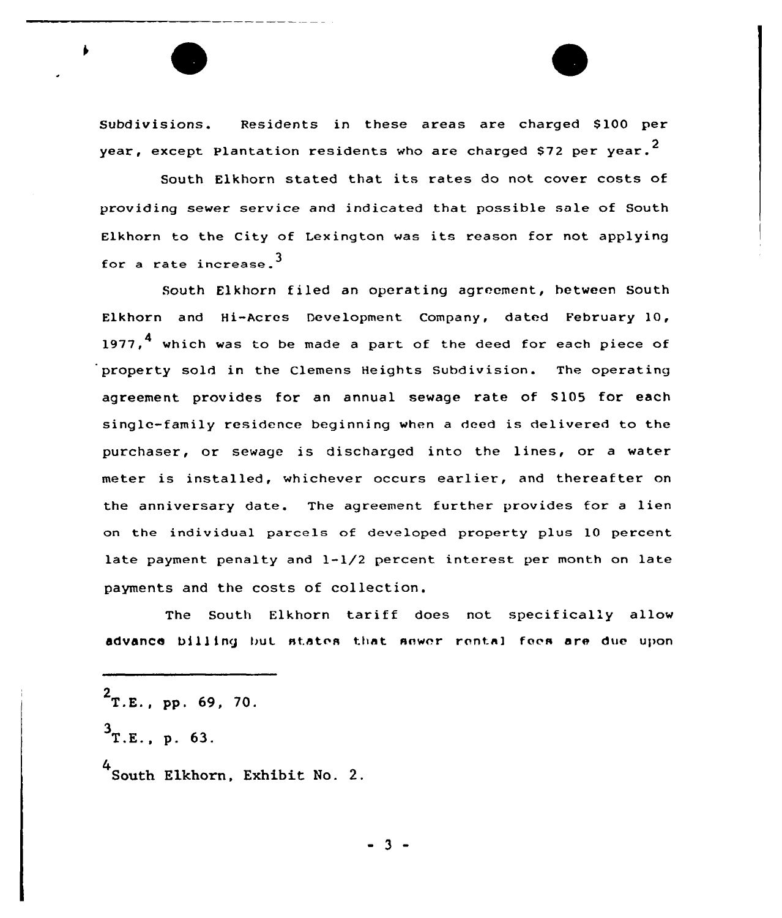Subdivisions. Residents in these areas are charged $100 per year, except Plantation residents who are charged $72 per year.[2]

South Elkhorn stated that its rates do not cover costs of providing sewer service and indicated that possible sale of South Elkhorn to the City of Lexington was its reason for not applying for a rate increase.[3]

South Elkhorn filed an operating agreement, between South Elkhorn and Hi-Acres Development Company, dated February 10, 1977,[4] which was to be made a part of the deed for each piece of property sold in the Clemens Heights Subdivision. The operating agreement provides for an annual sewage rate of $105 for each single-family residence beginning when a deed is delivered to the purchaser, or sewage is discharged into the lines, or a water meter is installed, whichever occurs earlier, and thereafter on the anniversary date. The agreement further provides for a lien on the individual parcels of developed property plus 10 percent late payment penalty and 1-1/2 percent interest per month on late payments and the costs of collection.

The South Elkhorn tariff does not specifically allow advance billing but states that sewer rental fees are due upon

---

[2] T.E., pp. 69, 70.

[3] T.E., p. 63.

[4] South Elkhorn, Exhibit No. 2.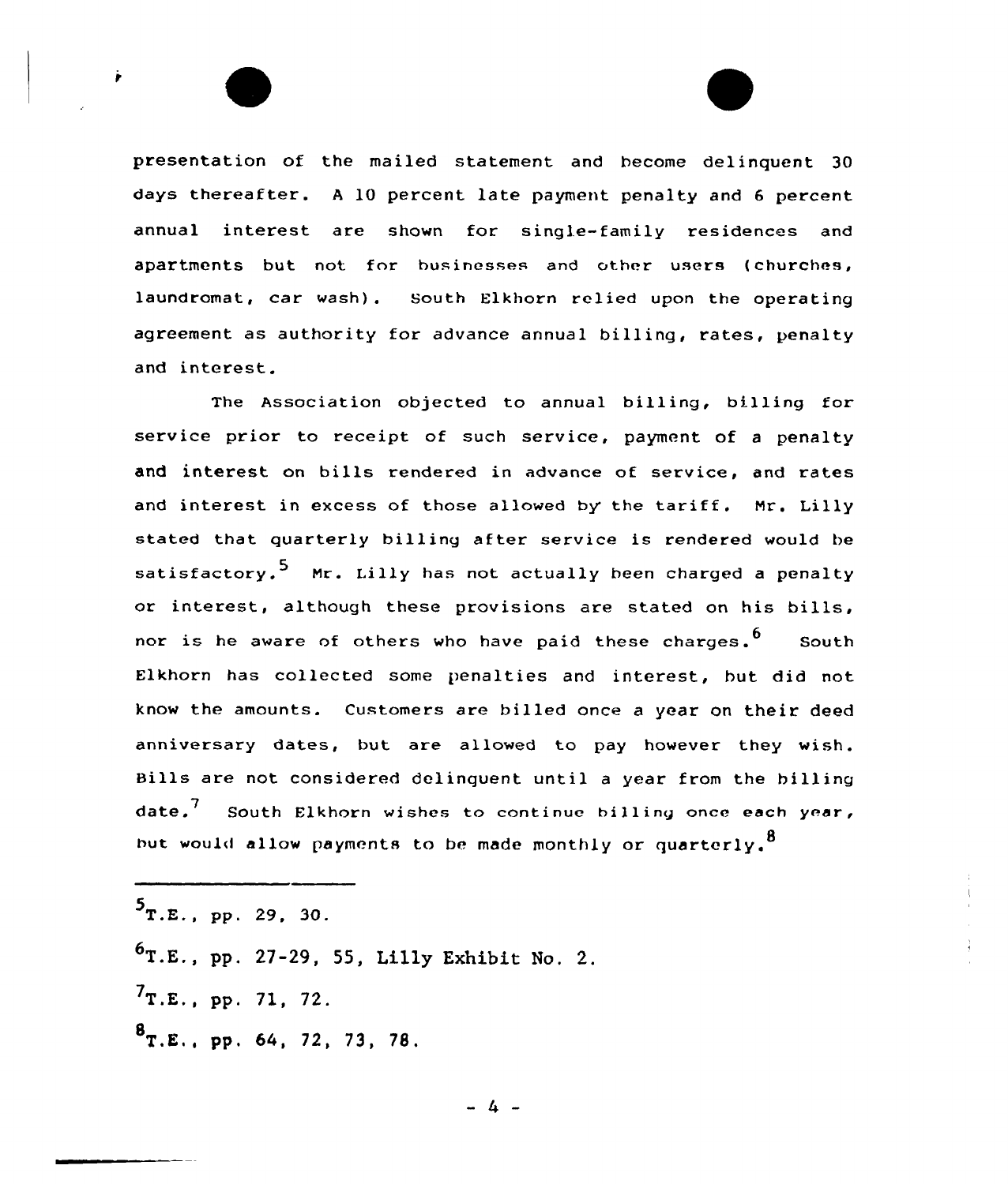presentation of the mailed statement and become delinquent 30 days thereafter. A 10 percent late payment penalty and 6 percent annual interest are shown for single-family residences and apartments but not for businesses and other users (churches, laundromat, car wash). South Elkhorn relied upon the operating agreement as authority for advance annual billing, rates, penalty and interest.

The Association objected to annual billing, billing for service prior to receipt of such service, payment of a penalty and interest on bills rendered in advance of service, and rates and interest in excess of those allowed by the tariff. Mr. Lilly stated that quarterly billing after service is rendered would be satisfactory.[5] Mr. Lilly has not actually been charged a penalty or interest, although these provisions are stated on his bills, nor is he aware of others who have paid these charges.[6] South Elkhorn has collected some penalties and interest, but did not know the amounts. Customers are billed once a year on their deed anniversary dates, but are allowed to pay however they wish. Bills are not considered delinquent until a year from the billing date.[7] South Elkhorn wishes to continue billing once each year, but would allow payments to be made monthly or quarterly.[8]

---

[5]T.E., pp. 29, 30.

[6]T.E., pp. 27-29, 55, Lilly Exhibit No. 2.

[7]T.E., pp. 71, 72.

[8]T.E., pp. 64, 72, 73, 78.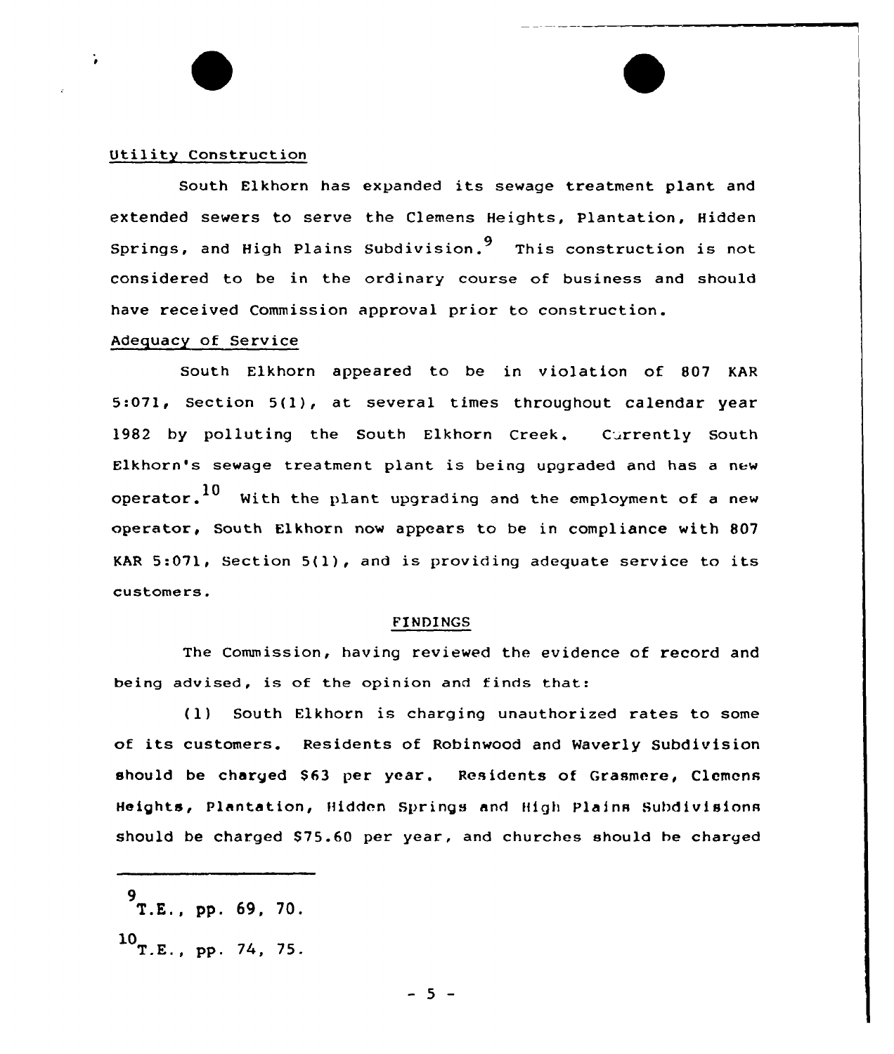Utility Construction

South Elkhorn has expanded its sewage treatment plant and extended sewers to serve the Clemens Heights, Plantation, Hidden Springs, and High Plains Subdivision.[9] This construction is not considered to be in the ordinary course of business and should have received Commission approval prior to construction.

Adequacy of Service

South Elkhorn appeared to be in violation of 807 KAR 5:071, Section 5(1), at several times throughout calendar year 1982 by polluting the South Elkhorn Creek. Currently South Elkhorn's sewage treatment plant is being upgraded and has a new operator.[10] With the plant upgrading and the employment of a new operator, South Elkhorn now appears to be in compliance with 807 KAR 5:071, Section 5(1), and is providing adequate service to its customers.

## FINDINGS

The Commission, having reviewed the evidence of record and being advised, is of the opinion and finds that:

(1) South Elkhorn is charging unauthorized rates to some of its customers. Residents of Robinwood and Waverly Subdivision should be charged $63 per year. Residents of Grasmere, Clemens Heights, Plantation, Hidden Springs and High Plains Subdivisions should be charged $75.60 per year, and churches should be charged

---

[9] T.E., pp. 69, 70.

[10] T.E., pp. 74, 75.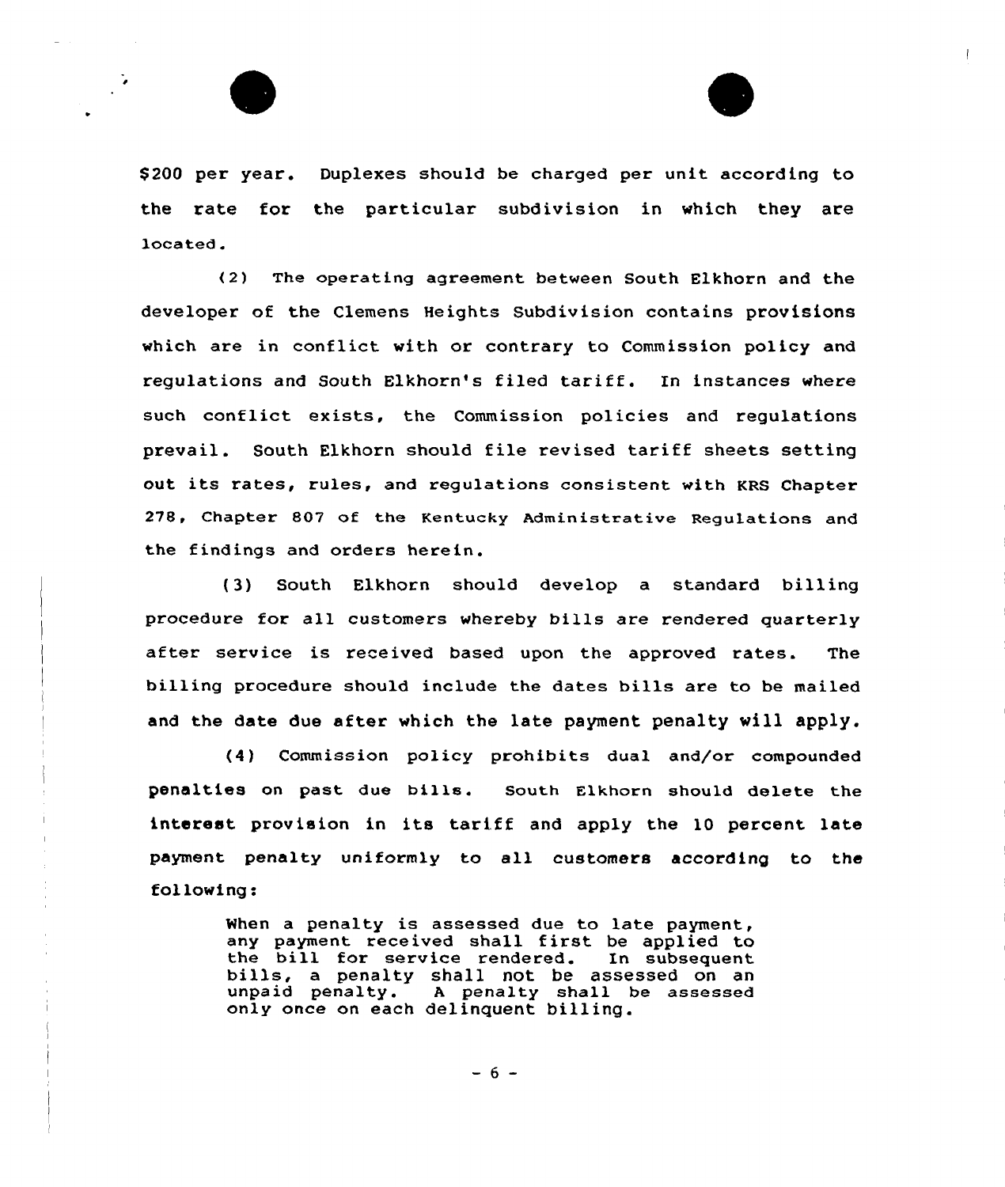$200 per year. Duplexes should be charged per unit according to the rate for the particular subdivision in which they are located.

(2) The operating agreement between South Elkhorn and the developer of the Clemens Heights Subdivision contains provisions which are in conflict with or contrary to Commission policy and regulations and South Elkhorn's filed tariff. In instances where such conflict exists, the Commission policies and regulations prevail. South Elkhorn should file revised tariff sheets setting out its rates, rules, and regulations consistent with KRS Chapter 278, Chapter 807 of the Kentucky Administrative Regulations and the findings and orders herein.

(3) South Elkhorn should develop a standard billing procedure for all customers whereby bills are rendered quarterly after service is received based upon the approved rates. The billing procedure should include the dates bills are to be mailed and the date due after which the late payment penalty will apply.

(4) Commission policy prohibits dual and/or compounded penalties on past due bills. South Elkhorn should delete the interest provision in its tariff and apply the 10 percent late payment penalty uniformly to all customers according to the following:

> When a penalty is assessed due to late payment, any payment received shall first be applied to the bill for service rendered. In subsequent bills, a penalty shall not be assessed on an unpaid penalty. A penalty shall be assessed only once on each delinquent billing.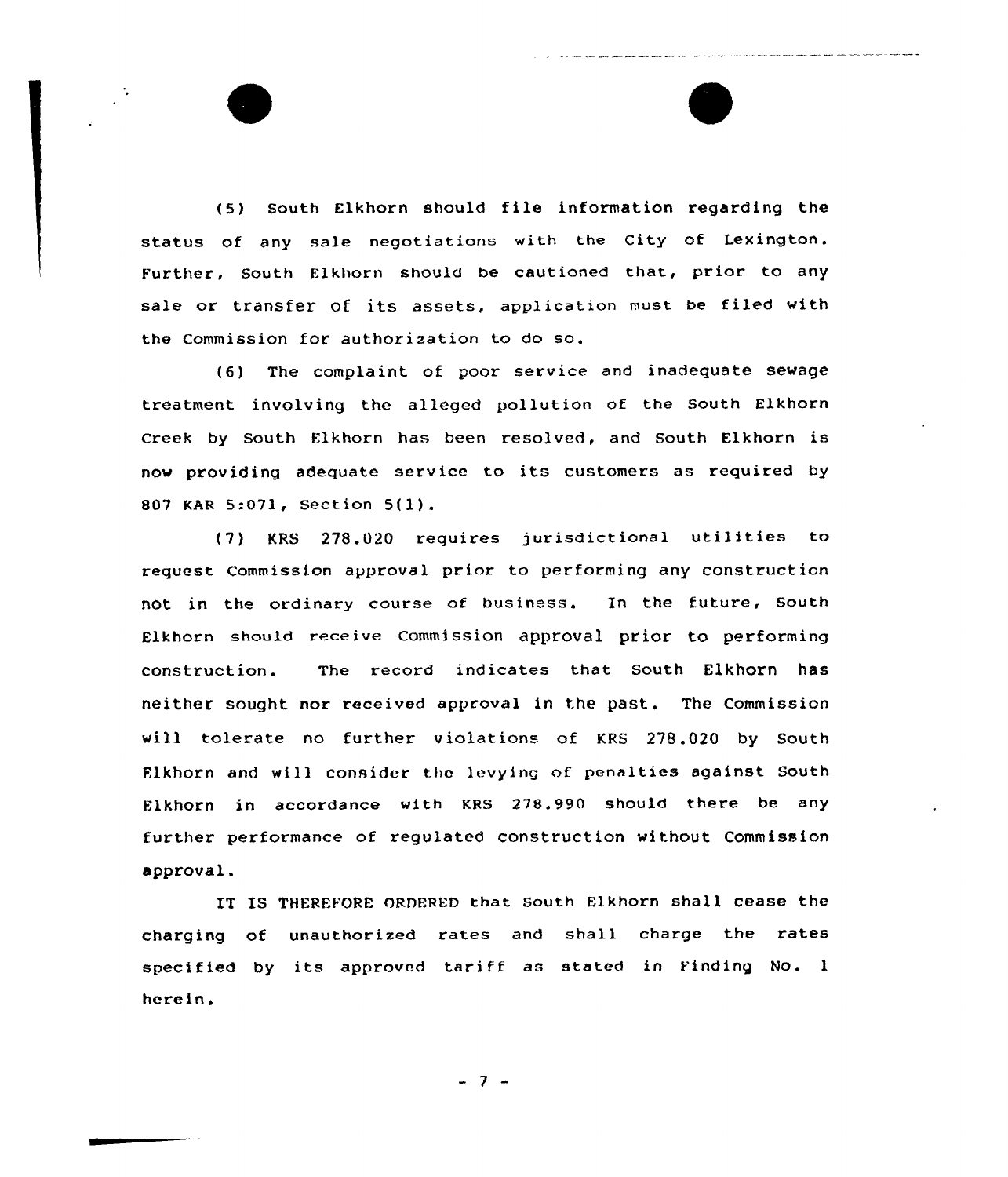(5) South Elkhorn should file information regarding the status of any sale negotiations with the City of Lexington. Further, South Elkhorn should be cautioned that, prior to any sale or transfer of its assets, application must be filed with the Commission for authorization to do so.

(6) The complaint of poor service and inadequate sewage treatment involving the alleged pollution of the South Elkhorn Creek by South Elkhorn has been resolved, and South Elkhorn is now providing adequate service to its customers as required by 807 KAR 5:071, Section 5(1).

(7) KRS 278.020 requires jurisdictional utilities to request Commission approval prior to performing any construction not in the ordinary course of business. In the future, South Elkhorn should receive Commission approval prior to performing construction. The record indicates that South Elkhorn has neither sought nor received approval in the past. The Commission will tolerate no further violations of KRS 278.020 by South Elkhorn and will consider the levying of penalties against South Elkhorn in accordance with KRS 278.990 should there be any further performance of regulated construction without Commission approval.

IT IS THEREFORE ORDERED that South Elkhorn shall cease the charging of unauthorized rates and shall charge the rates specified by its approved tariff as stated in Finding No. 1 herein.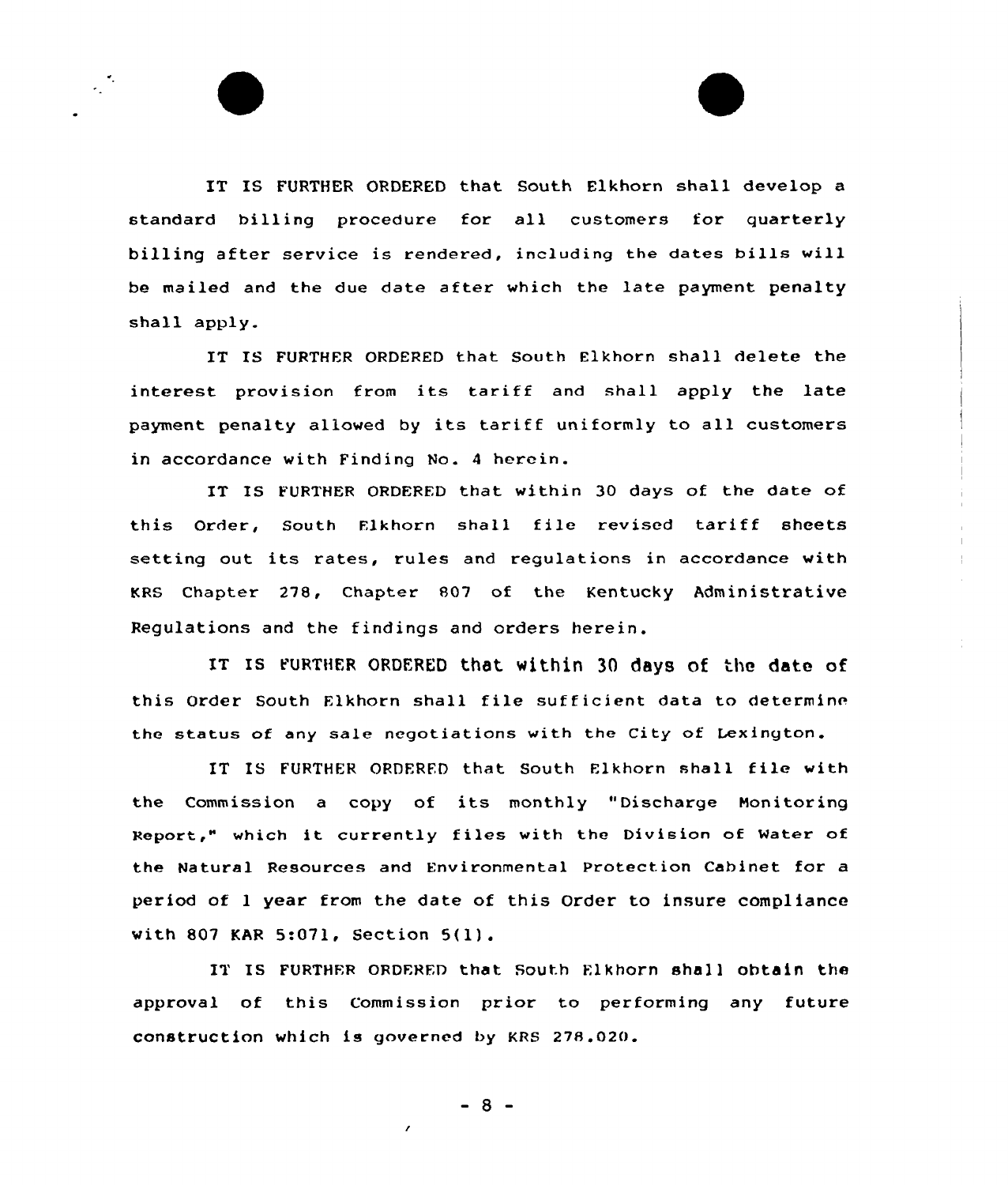IT IS FURTHER ORDERED that South Elkhorn shall develop a standard billing procedure for all customers for quarterly billing after service is rendered, including the dates bills will be mailed and the due date after which the late payment penalty shall apply.

IT IS FURTHER ORDERED that South Elkhorn shall delete the interest provision from its tariff and shall apply the late payment penalty allowed by its tariff uniformly to all customers in accordance with Finding No. 4 herein.

IT IS FURTHER ORDERED that within 30 days of the date of this Order, South Elkhorn shall file revised tariff sheets setting out its rates, rules and regulations in accordance with KRS Chapter 278, Chapter 807 of the Kentucky Administrative Regulations and the findings and orders herein.

IT IS FURTHER ORDERED that within 30 days of the date of this Order South Elkhorn shall file sufficient data to determine the status of any sale negotiations with the City of Lexington.

IT IS FURTHER ORDERED that South Elkhorn shall file with the Commission a copy of its monthly "Discharge Monitoring Report," which it currently files with the Division of Water of the Natural Resources and Environmental Protection Cabinet for a period of 1 year from the date of this Order to insure compliance with 807 KAR 5:071, Section 5(1).

IT IS FURTHER ORDERED that South Elkhorn shall obtain the approval of this Commission prior to performing any future construction which is governed by KRS 278.020.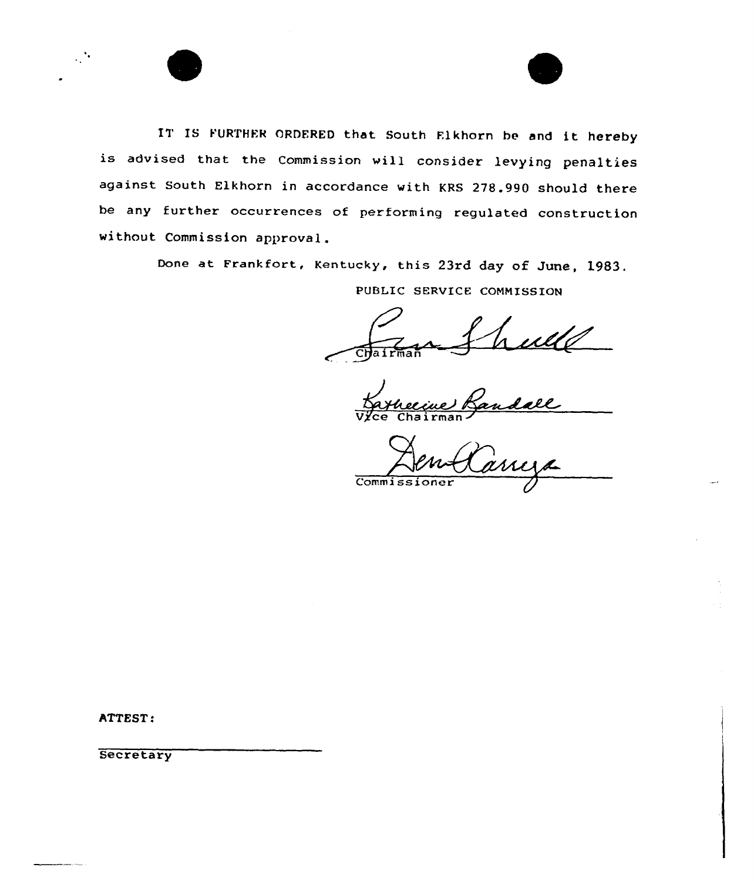IT IS FURTHER ORDERED that South Elkhorn be and it hereby is advised that the Commission will consider levying penalties against South Elkhorn in accordance with KRS 278.990 should there be any further occurrences of performing regulated construction without Commission approval.

Done at Frankfort, Kentucky, this 23rd day of June, 1983.

PUBLIC SERVICE COMMISSION

Chairman

Vice Chairman

Commissioner

ATTEST:

Secretary